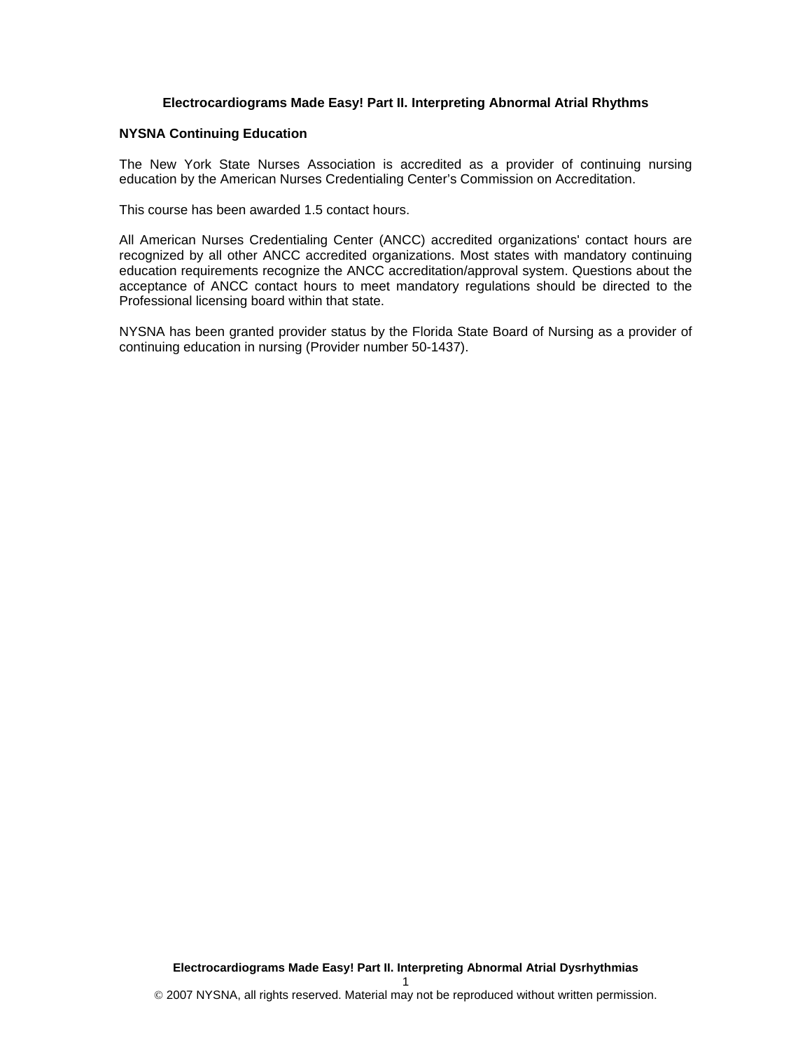# Electrocardiograms Made Easy! Part II. Interpreting Abnormal Atrial Rhythms

## NYSNA Continuing Education

The New York State Nurses Association is accredited as a provider of continuing nursing education by the American Nurses Credentialing Center's Commission on Accreditation.

This course has been awarded 1.5 contact hours.

All American Nurses Credentialing Center (ANCC) accredited organizations' contact hours are recognized by all other ANCC accredited organizations. Most states with mandatory continuing education requirements recognize the ANCC accreditation/approval system. Questions about the acceptance of ANCC contact hours to meet mandatory regulations should be directed to the Professional licensing board within that state.

NYSNA has been granted provider status by the Florida State Board of Nursing as a provider of continuing education in nursing (Provider number 50-1437).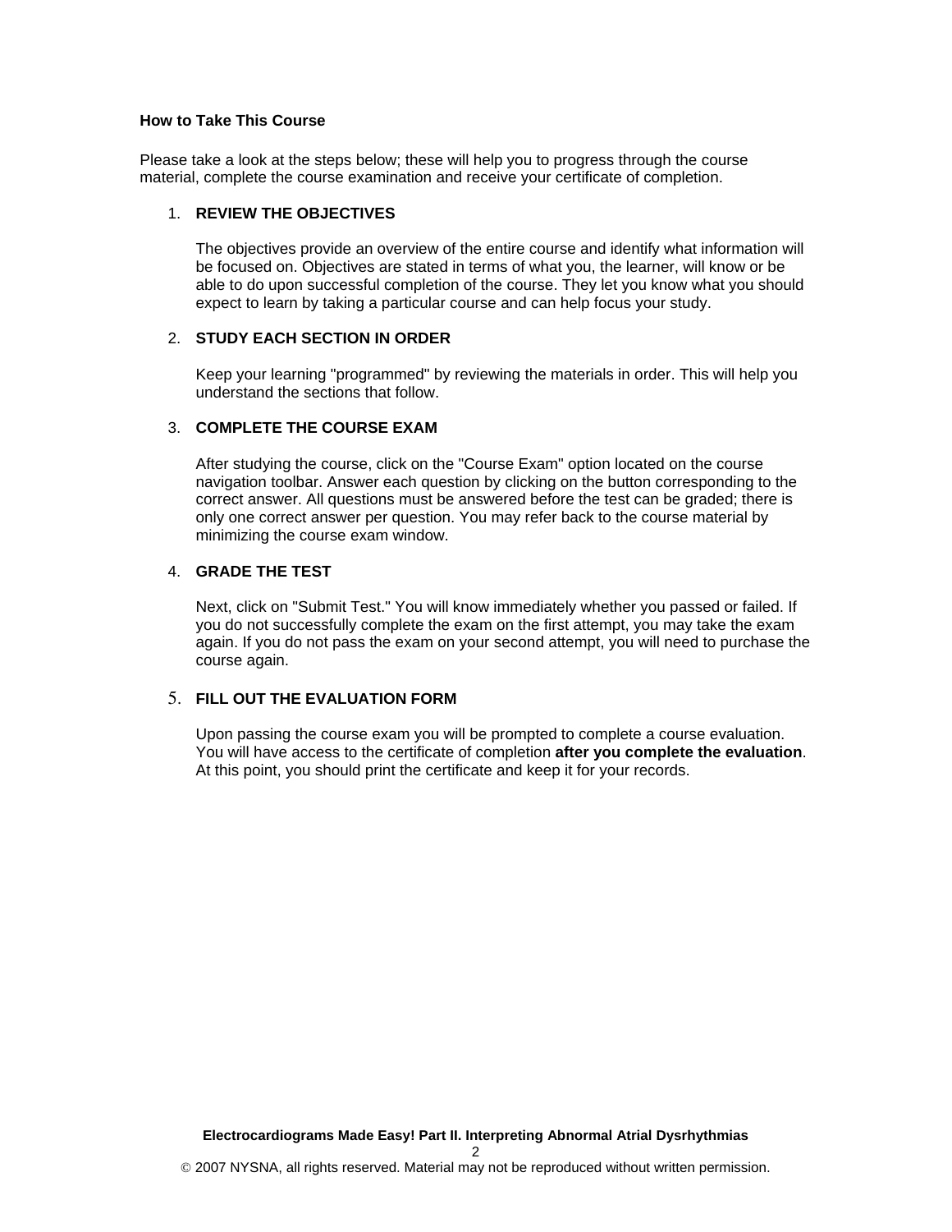## How to Take This Course

Please take a look at the steps below; these will help you to progress through the course material, complete the course examination and receive your certificate of completion.

1. **REVIEW THE OBJECTIVES**

   The objectives provide an overview of the entire course and identify what information will be focused on. Objectives are stated in terms of what you, the learner, will know or be able to do upon successful completion of the course. They let you know what you should expect to learn by taking a particular course and can help focus your study.

2. **STUDY EACH SECTION IN ORDER**

   Keep your learning "programmed" by reviewing the materials in order. This will help you understand the sections that follow.

3. **COMPLETE THE COURSE EXAM**

   After studying the course, click on the "Course Exam" option located on the course navigation toolbar. Answer each question by clicking on the button corresponding to the correct answer. All questions must be answered before the test can be graded; there is only one correct answer per question. You may refer back to the course material by minimizing the course exam window.

4. **GRADE THE TEST**

   Next, click on "Submit Test." You will know immediately whether you passed or failed. If you do not successfully complete the exam on the first attempt, you may take the exam again. If you do not pass the exam on your second attempt, you will need to purchase the course again.

5. **FILL OUT THE EVALUATION FORM**

   Upon passing the course exam you will be prompted to complete a course evaluation. You will have access to the certificate of completion **after you complete the evaluation**. At this point, you should print the certificate and keep it for your records.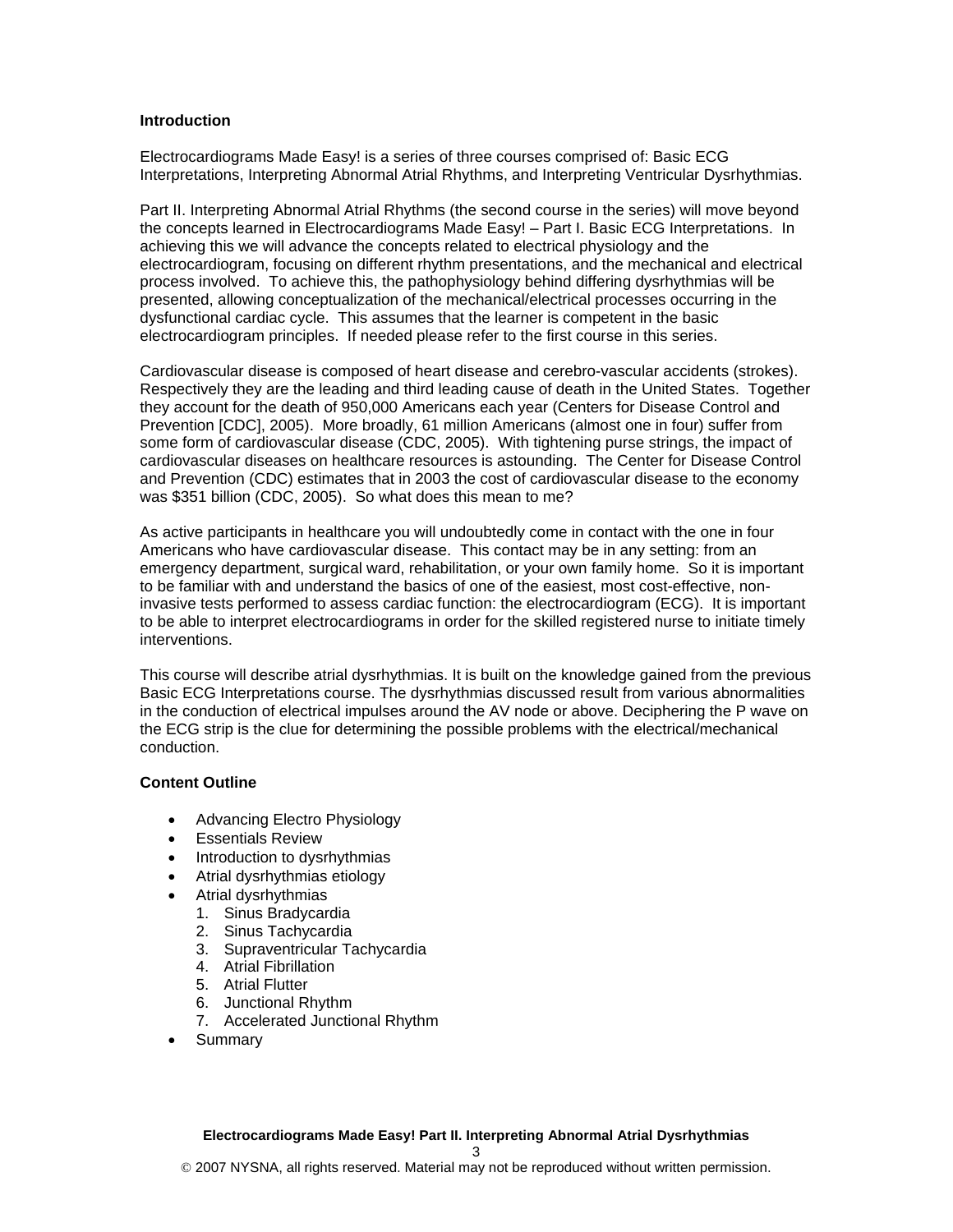## Introduction

Electrocardiograms Made Easy! is a series of three courses comprised of: Basic ECG Interpretations, Interpreting Abnormal Atrial Rhythms, and Interpreting Ventricular Dysrhythmias.

Part II. Interpreting Abnormal Atrial Rhythms (the second course in the series) will move beyond the concepts learned in Electrocardiograms Made Easy! – Part I. Basic ECG Interpretations. In achieving this we will advance the concepts related to electrical physiology and the electrocardiogram, focusing on different rhythm presentations, and the mechanical and electrical process involved. To achieve this, the pathophysiology behind differing dysrhythmias will be presented, allowing conceptualization of the mechanical/electrical processes occurring in the dysfunctional cardiac cycle. This assumes that the learner is competent in the basic electrocardiogram principles. If needed please refer to the first course in this series.

Cardiovascular disease is composed of heart disease and cerebro-vascular accidents (strokes). Respectively they are the leading and third leading cause of death in the United States. Together they account for the death of 950,000 Americans each year (Centers for Disease Control and Prevention [CDC], 2005). More broadly, 61 million Americans (almost one in four) suffer from some form of cardiovascular disease (CDC, 2005). With tightening purse strings, the impact of cardiovascular diseases on healthcare resources is astounding. The Center for Disease Control and Prevention (CDC) estimates that in 2003 the cost of cardiovascular disease to the economy was $351 billion (CDC, 2005). So what does this mean to me?

As active participants in healthcare you will undoubtedly come in contact with the one in four Americans who have cardiovascular disease. This contact may be in any setting: from an emergency department, surgical ward, rehabilitation, or your own family home. So it is important to be familiar with and understand the basics of one of the easiest, most cost-effective, non-invasive tests performed to assess cardiac function: the electrocardiogram (ECG). It is important to be able to interpret electrocardiograms in order for the skilled registered nurse to initiate timely interventions.

This course will describe atrial dysrhythmias. It is built on the knowledge gained from the previous Basic ECG Interpretations course. The dysrhythmias discussed result from various abnormalities in the conduction of electrical impulses around the AV node or above. Deciphering the P wave on the ECG strip is the clue for determining the possible problems with the electrical/mechanical conduction.

## Content Outline

- Advancing Electro Physiology
- Essentials Review
- Introduction to dysrhythmias
- Atrial dysrhythmias etiology
- Atrial dysrhythmias
  1. Sinus Bradycardia
  2. Sinus Tachycardia
  3. Supraventricular Tachycardia
  4. Atrial Fibrillation
  5. Atrial Flutter
  6. Junctional Rhythm
  7. Accelerated Junctional Rhythm
- Summary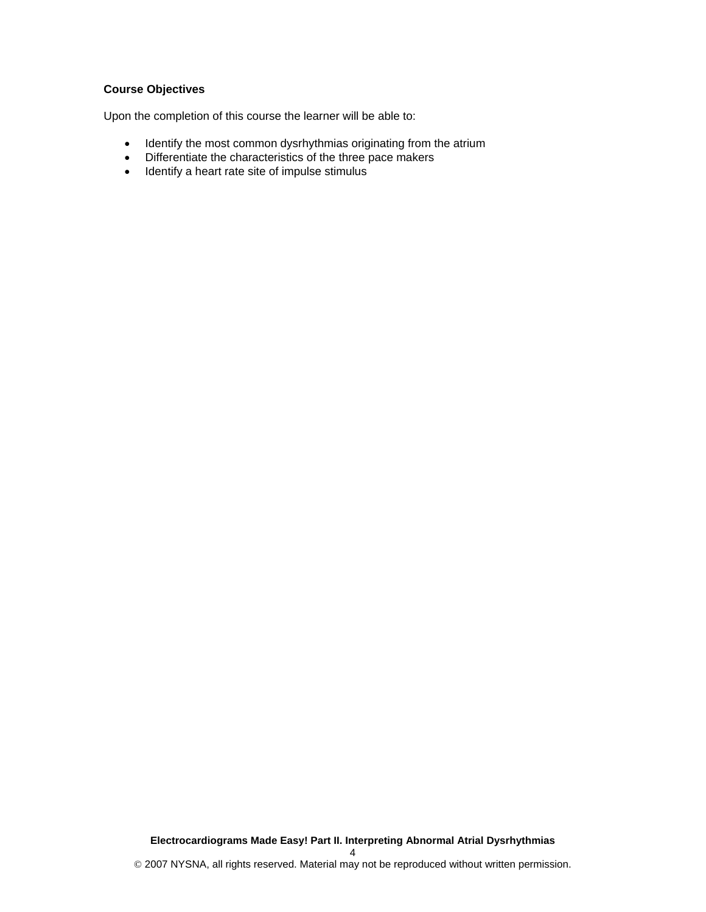**Course Objectives**

Upon the completion of this course the learner will be able to:

- Identify the most common dysrhythmias originating from the atrium
- Differentiate the characteristics of the three pace makers
- Identify a heart rate site of impulse stimulus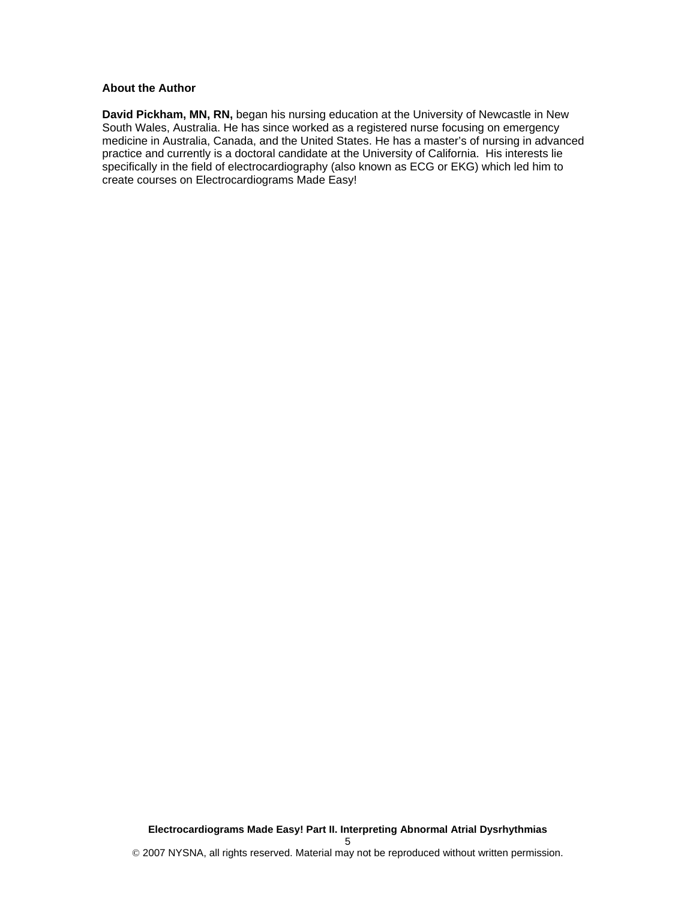**About the Author**

**David Pickham, MN, RN,** began his nursing education at the University of Newcastle in New South Wales, Australia. He has since worked as a registered nurse focusing on emergency medicine in Australia, Canada, and the United States. He has a master's of nursing in advanced practice and currently is a doctoral candidate at the University of California. His interests lie specifically in the field of electrocardiography (also known as ECG or EKG) which led him to create courses on Electrocardiograms Made Easy!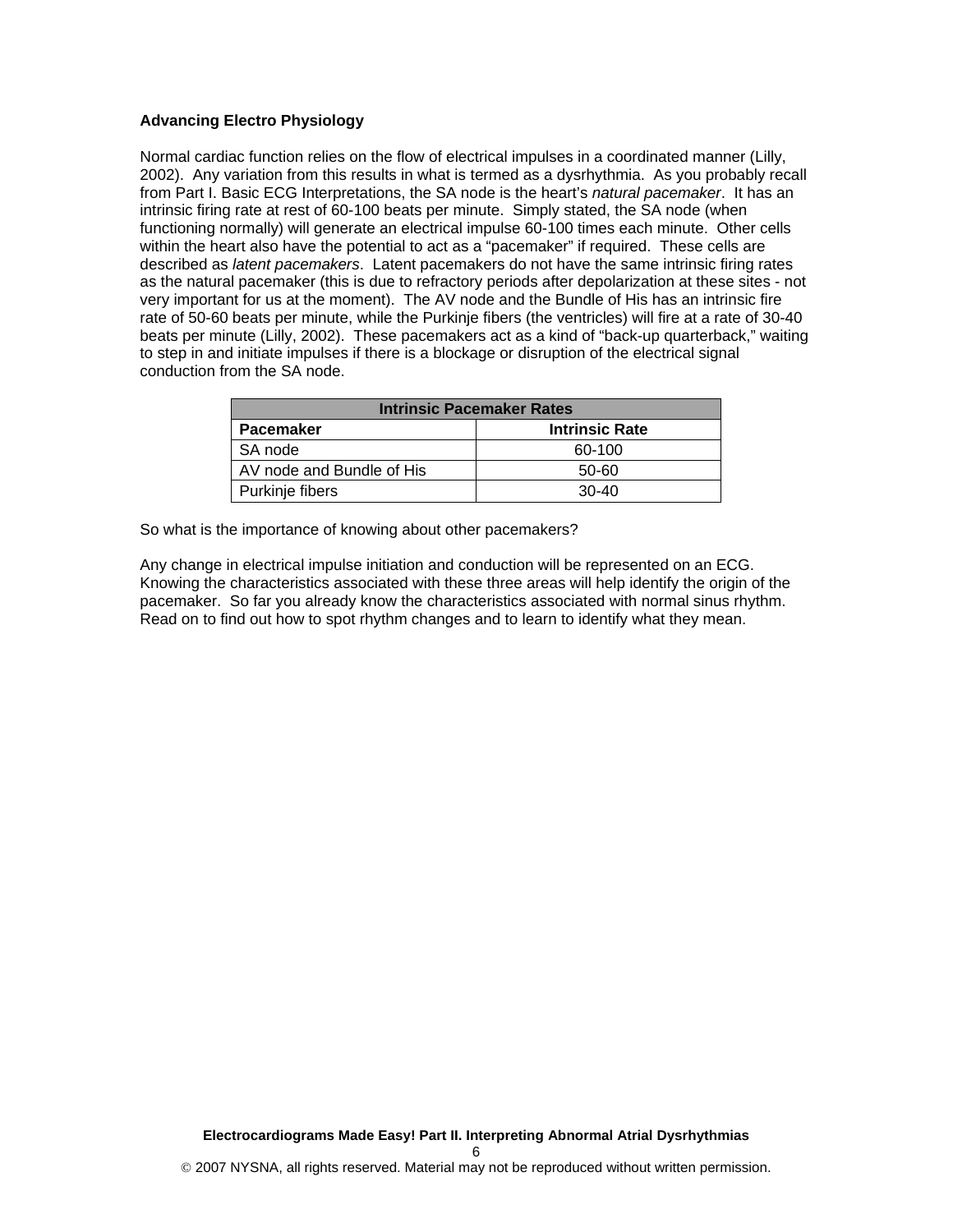**Advancing Electro Physiology**

Normal cardiac function relies on the flow of electrical impulses in a coordinated manner (Lilly, 2002). Any variation from this results in what is termed as a dysrhythmia. As you probably recall from Part I. Basic ECG Interpretations, the SA node is the heart's *natural pacemaker*. It has an intrinsic firing rate at rest of 60-100 beats per minute. Simply stated, the SA node (when functioning normally) will generate an electrical impulse 60-100 times each minute. Other cells within the heart also have the potential to act as a "pacemaker" if required. These cells are described as *latent pacemakers*. Latent pacemakers do not have the same intrinsic firing rates as the natural pacemaker (this is due to refractory periods after depolarization at these sites - not very important for us at the moment). The AV node and the Bundle of His has an intrinsic fire rate of 50-60 beats per minute, while the Purkinje fibers (the ventricles) will fire at a rate of 30-40 beats per minute (Lilly, 2002). These pacemakers act as a kind of "back-up quarterback," waiting to step in and initiate impulses if there is a blockage or disruption of the electrical signal conduction from the SA node.

| Intrinsic Pacemaker Rates | |
|---|---|
| **Pacemaker** | **Intrinsic Rate** |
| SA node | 60-100 |
| AV node and Bundle of His | 50-60 |
| Purkinje fibers | 30-40 |

So what is the importance of knowing about other pacemakers?

Any change in electrical impulse initiation and conduction will be represented on an ECG. Knowing the characteristics associated with these three areas will help identify the origin of the pacemaker. So far you already know the characteristics associated with normal sinus rhythm. Read on to find out how to spot rhythm changes and to learn to identify what they mean.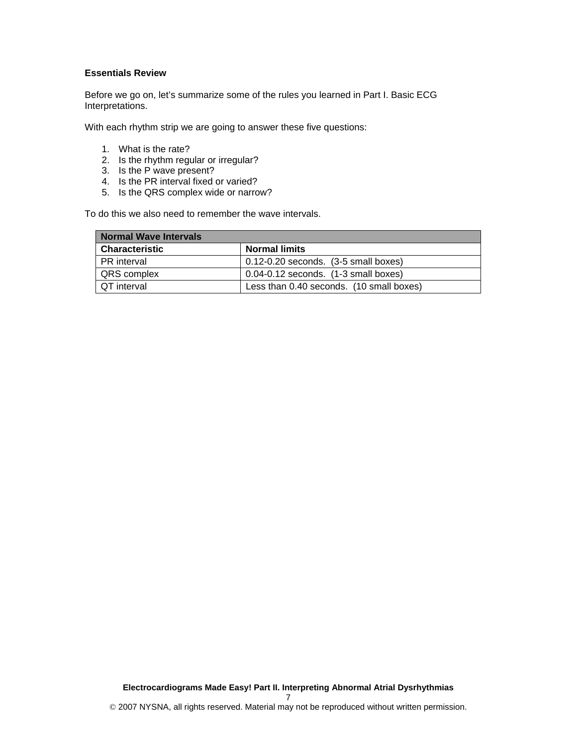**Essentials Review**

Before we go on, let's summarize some of the rules you learned in Part I. Basic ECG Interpretations.

With each rhythm strip we are going to answer these five questions:

1. What is the rate?
2. Is the rhythm regular or irregular?
3. Is the P wave present?
4. Is the PR interval fixed or varied?
5. Is the QRS complex wide or narrow?

To do this we also need to remember the wave intervals.

| **Normal Wave Intervals** | |
|---|---|
| **Characteristic** | **Normal limits** |
| PR interval | 0.12-0.20 seconds. (3-5 small boxes) |
| QRS complex | 0.04-0.12 seconds. (1-3 small boxes) |
| QT interval | Less than 0.40 seconds. (10 small boxes) |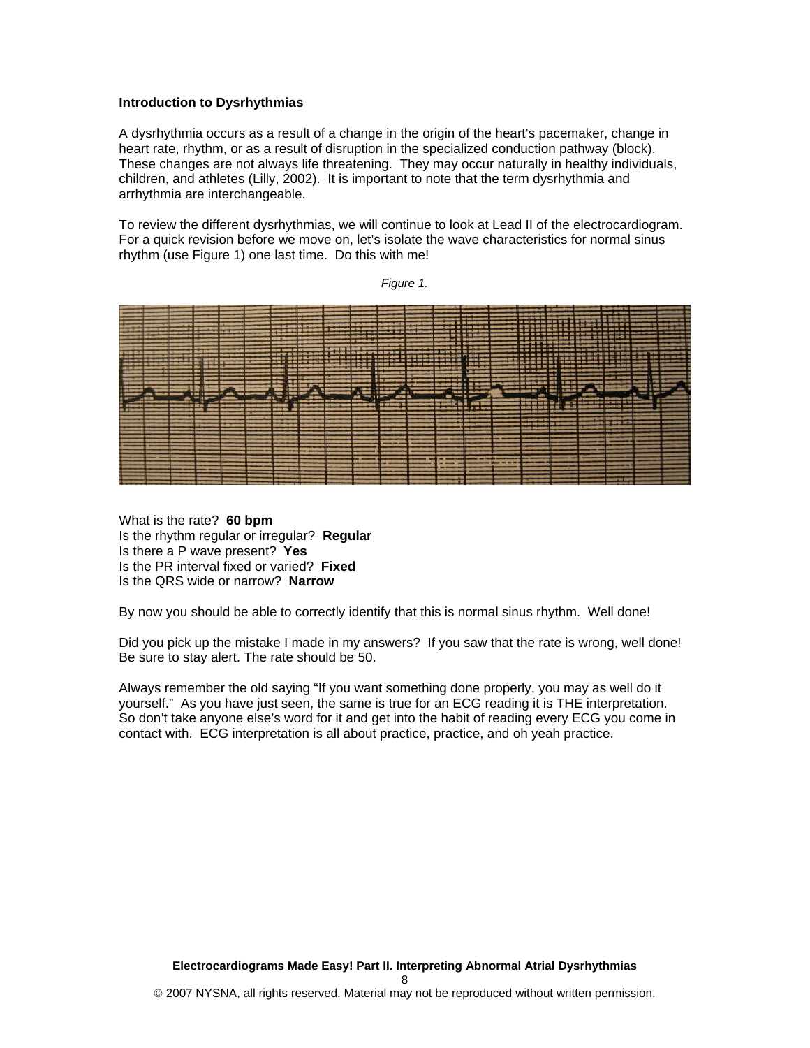**Introduction to Dysrhythmias**

A dysrhythmia occurs as a result of a change in the origin of the heart's pacemaker, change in heart rate, rhythm, or as a result of disruption in the specialized conduction pathway (block). These changes are not always life threatening. They may occur naturally in healthy individuals, children, and athletes (Lilly, 2002). It is important to note that the term dysrhythmia and arrhythmia are interchangeable.

To review the different dysrhythmias, we will continue to look at Lead II of the electrocardiogram. For a quick revision before we move on, let's isolate the wave characteristics for normal sinus rhythm (use Figure 1) one last time. Do this with me!

*Figure 1.*

What is the rate? **60 bpm**
Is the rhythm regular or irregular? **Regular**
Is there a P wave present? **Yes**
Is the PR interval fixed or varied? **Fixed**
Is the QRS wide or narrow? **Narrow**

By now you should be able to correctly identify that this is normal sinus rhythm. Well done!

Did you pick up the mistake I made in my answers? If you saw that the rate is wrong, well done! Be sure to stay alert. The rate should be 50.

Always remember the old saying "If you want something done properly, you may as well do it yourself." As you have just seen, the same is true for an ECG reading it is THE interpretation. So don't take anyone else's word for it and get into the habit of reading every ECG you come in contact with. ECG interpretation is all about practice, practice, and oh yeah practice.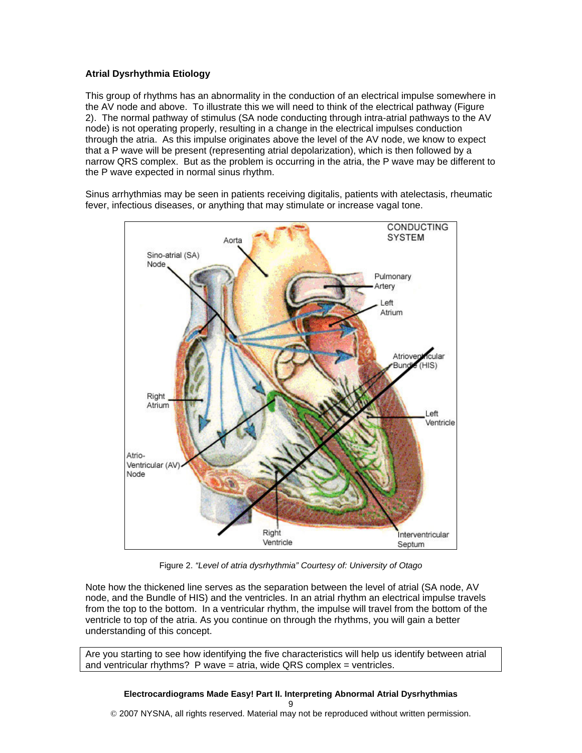**Atrial Dysrhythmia Etiology**

This group of rhythms has an abnormality in the conduction of an electrical impulse somewhere in the AV node and above. To illustrate this we will need to think of the electrical pathway (Figure 2). The normal pathway of stimulus (SA node conducting through intra-atrial pathways to the AV node) is not operating properly, resulting in a change in the electrical impulses conduction through the atria. As this impulse originates above the level of the AV node, we know to expect that a P wave will be present (representing atrial depolarization), which is then followed by a narrow QRS complex. But as the problem is occurring in the atria, the P wave may be different to the P wave expected in normal sinus rhythm.

Sinus arrhythmias may be seen in patients receiving digitalis, patients with atelectasis, rheumatic fever, infectious diseases, or anything that may stimulate or increase vagal tone.

Figure 2. *"Level of atria dysrhythmia" Courtesy of: University of Otago*

Note how the thickened line serves as the separation between the level of atrial (SA node, AV node, and the Bundle of HIS) and the ventricles. In an atrial rhythm an electrical impulse travels from the top to the bottom. In a ventricular rhythm, the impulse will travel from the bottom of the ventricle to top of the atria. As you continue on through the rhythms, you will gain a better understanding of this concept.

Are you starting to see how identifying the five characteristics will help us identify between atrial and ventricular rhythms? P wave = atria, wide QRS complex = ventricles.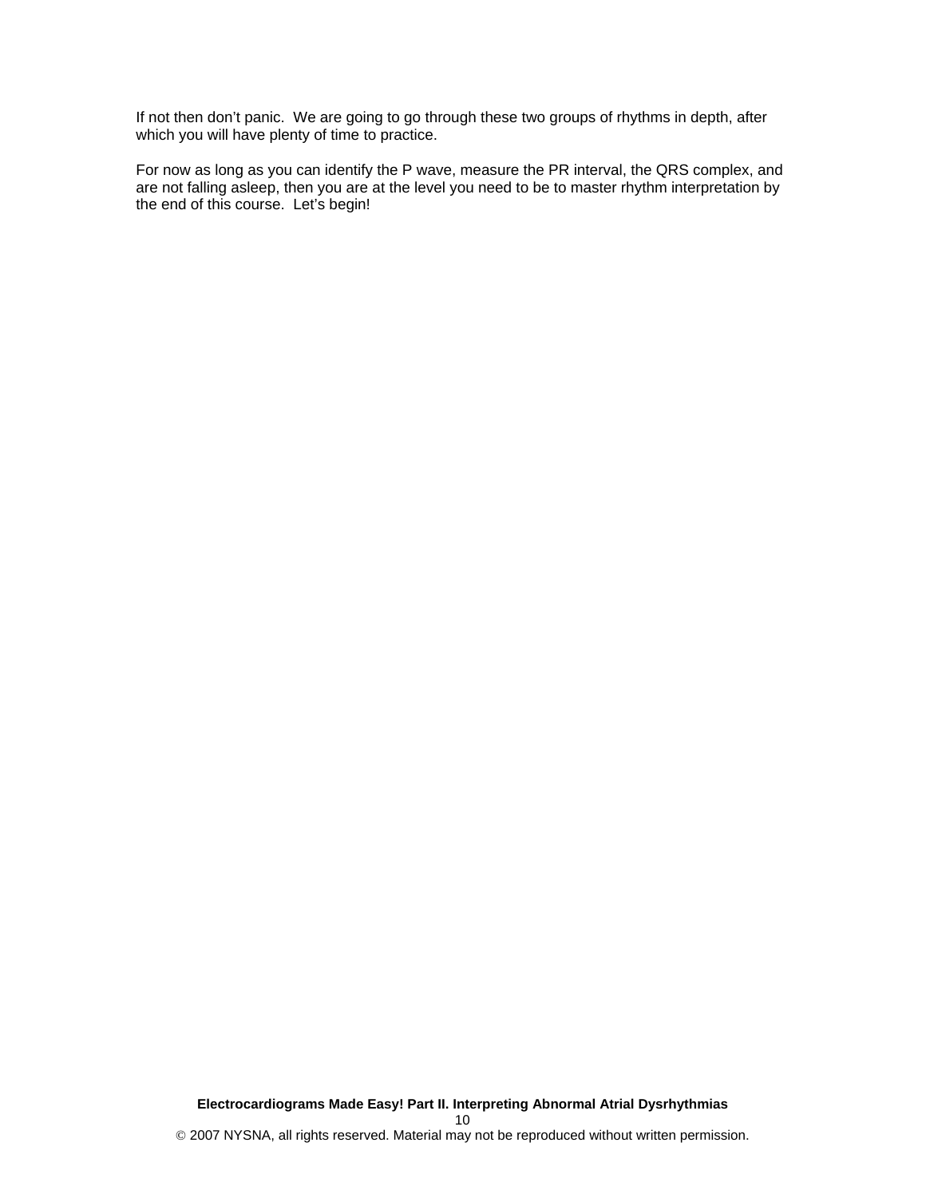If not then don't panic.  We are going to go through these two groups of rhythms in depth, after which you will have plenty of time to practice.

For now as long as you can identify the P wave, measure the PR interval, the QRS complex, and are not falling asleep, then you are at the level you need to be to master rhythm interpretation by the end of this course.  Let's begin!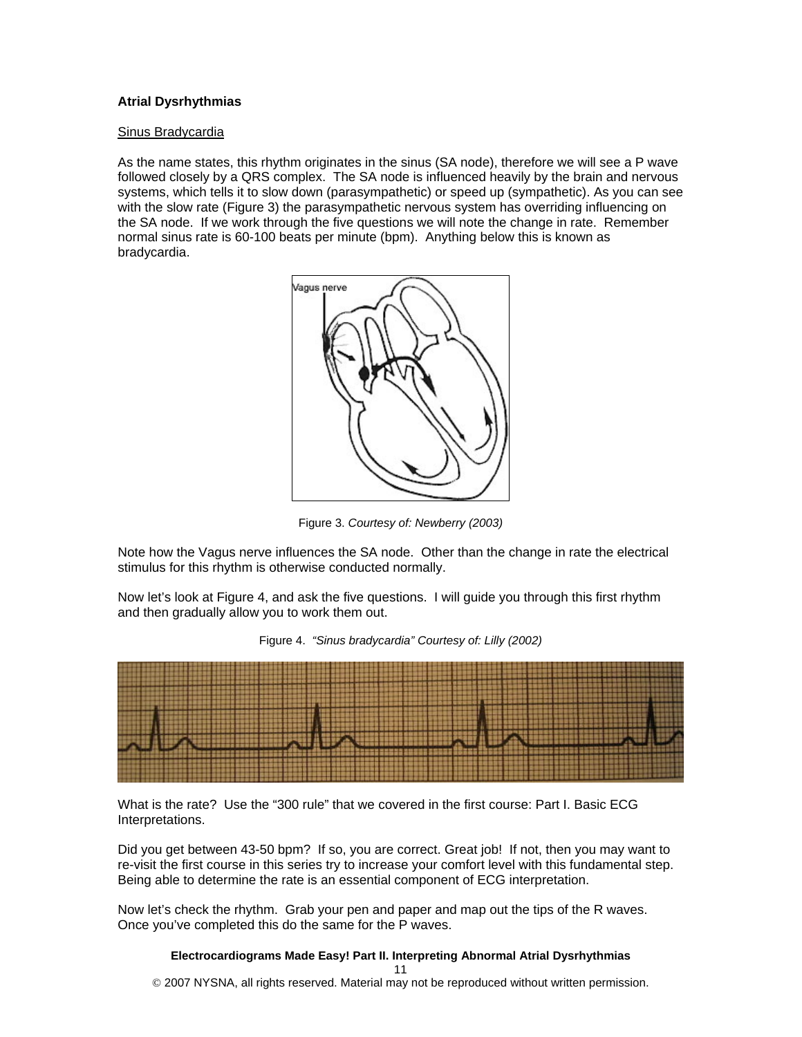**Atrial Dysrhythmias**

Sinus Bradycardia

As the name states, this rhythm originates in the sinus (SA node), therefore we will see a P wave followed closely by a QRS complex. The SA node is influenced heavily by the brain and nervous systems, which tells it to slow down (parasympathetic) or speed up (sympathetic). As you can see with the slow rate (Figure 3) the parasympathetic nervous system has overriding influencing on the SA node. If we work through the five questions we will note the change in rate. Remember normal sinus rate is 60-100 beats per minute (bpm). Anything below this is known as bradycardia.

Figure 3. *Courtesy of: Newberry (2003)*

Note how the Vagus nerve influences the SA node. Other than the change in rate the electrical stimulus for this rhythm is otherwise conducted normally.

Now let's look at Figure 4, and ask the five questions. I will guide you through this first rhythm and then gradually allow you to work them out.

Figure 4. *"Sinus bradycardia" Courtesy of: Lilly (2002)*

What is the rate? Use the "300 rule" that we covered in the first course: Part I. Basic ECG Interpretations.

Did you get between 43-50 bpm? If so, you are correct. Great job! If not, then you may want to re-visit the first course in this series try to increase your comfort level with this fundamental step. Being able to determine the rate is an essential component of ECG interpretation.

Now let's check the rhythm. Grab your pen and paper and map out the tips of the R waves. Once you've completed this do the same for the P waves.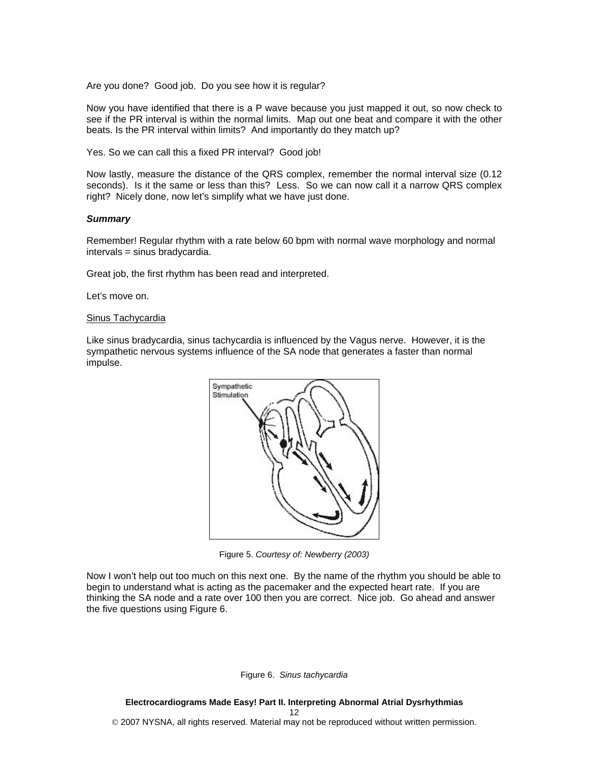Are you done? Good job. Do you see how it is regular?

Now you have identified that there is a P wave because you just mapped it out, so now check to see if the PR interval is within the normal limits. Map out one beat and compare it with the other beats. Is the PR interval within limits? And importantly do they match up?

Yes. So we can call this a fixed PR interval? Good job!

Now lastly, measure the distance of the QRS complex, remember the normal interval size (0.12 seconds). Is it the same or less than this? Less. So we can now call it a narrow QRS complex right? Nicely done, now let's simplify what we have just done.

***Summary***

Remember! Regular rhythm with a rate below 60 bpm with normal wave morphology and normal intervals = sinus bradycardia.

Great job, the first rhythm has been read and interpreted.

Let's move on.

<u>Sinus Tachycardia</u>

Like sinus bradycardia, sinus tachycardia is influenced by the Vagus nerve. However, it is the sympathetic nervous systems influence of the SA node that generates a faster than normal impulse.

Figure 5. *Courtesy of: Newberry (2003)*

Now I won't help out too much on this next one. By the name of the rhythm you should be able to begin to understand what is acting as the pacemaker and the expected heart rate. If you are thinking the SA node and a rate over 100 then you are correct. Nice job. Go ahead and answer the five questions using Figure 6.

Figure 6. *Sinus tachycardia*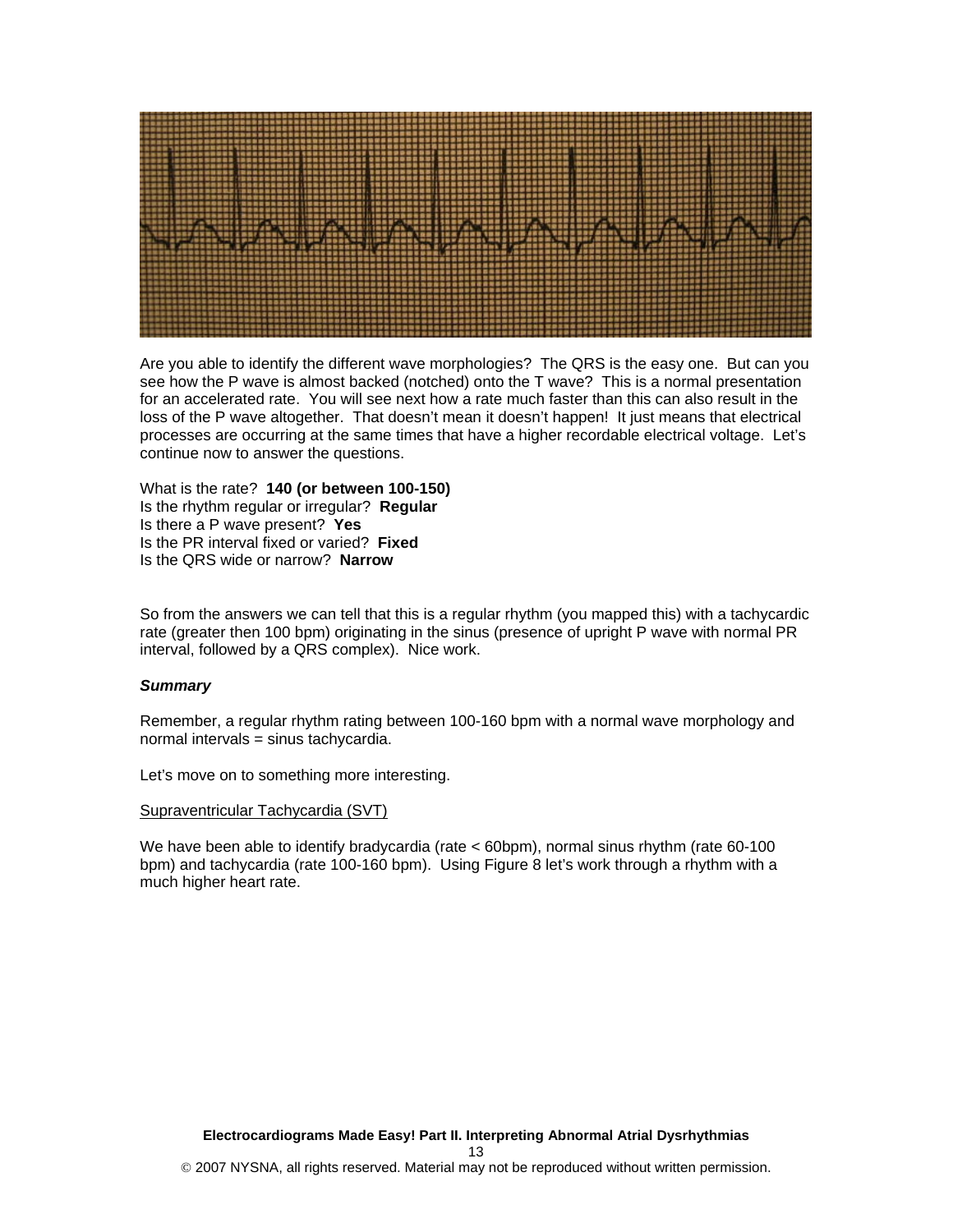Are you able to identify the different wave morphologies? The QRS is the easy one. But can you see how the P wave is almost backed (notched) onto the T wave? This is a normal presentation for an accelerated rate. You will see next how a rate much faster than this can also result in the loss of the P wave altogether. That doesn't mean it doesn't happen! It just means that electrical processes are occurring at the same times that have a higher recordable electrical voltage. Let's continue now to answer the questions.

What is the rate? **140 (or between 100-150)**
Is the rhythm regular or irregular? **Regular**
Is there a P wave present? **Yes**
Is the PR interval fixed or varied? **Fixed**
Is the QRS wide or narrow? **Narrow**

So from the answers we can tell that this is a regular rhythm (you mapped this) with a tachycardic rate (greater then 100 bpm) originating in the sinus (presence of upright P wave with normal PR interval, followed by a QRS complex). Nice work.

***Summary***

Remember, a regular rhythm rating between 100-160 bpm with a normal wave morphology and normal intervals = sinus tachycardia.

Let's move on to something more interesting.

<u>Supraventricular Tachycardia (SVT)</u>

We have been able to identify bradycardia (rate < 60bpm), normal sinus rhythm (rate 60-100 bpm) and tachycardia (rate 100-160 bpm). Using Figure 8 let's work through a rhythm with a much higher heart rate.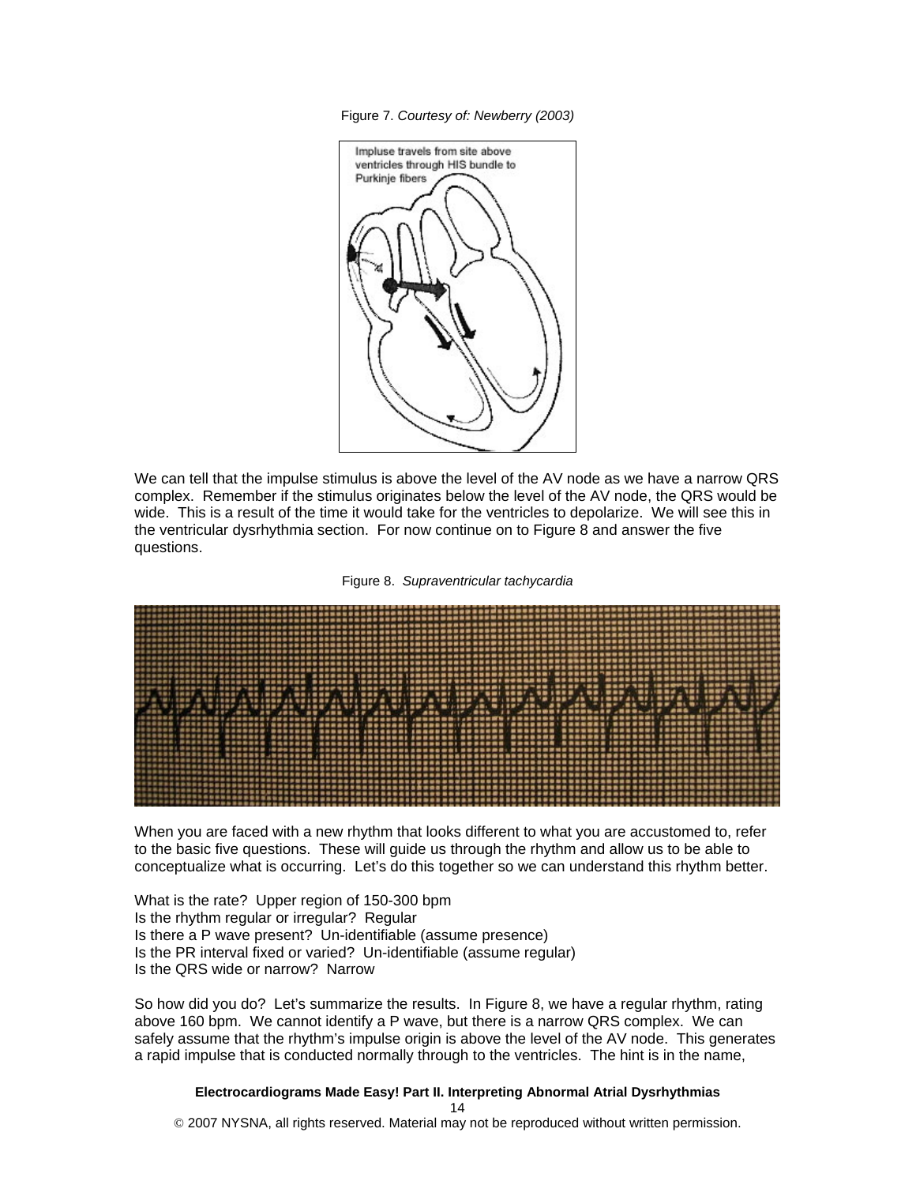Figure 7. *Courtesy of: Newberry (2003)*

We can tell that the impulse stimulus is above the level of the AV node as we have a narrow QRS complex. Remember if the stimulus originates below the level of the AV node, the QRS would be wide. This is a result of the time it would take for the ventricles to depolarize. We will see this in the ventricular dysrhythmia section. For now continue on to Figure 8 and answer the five questions.

Figure 8. *Supraventricular tachycardia*

When you are faced with a new rhythm that looks different to what you are accustomed to, refer to the basic five questions. These will guide us through the rhythm and allow us to be able to conceptualize what is occurring. Let's do this together so we can understand this rhythm better.

What is the rate? Upper region of 150-300 bpm
Is the rhythm regular or irregular? Regular
Is there a P wave present? Un-identifiable (assume presence)
Is the PR interval fixed or varied? Un-identifiable (assume regular)
Is the QRS wide or narrow? Narrow

So how did you do? Let's summarize the results. In Figure 8, we have a regular rhythm, rating above 160 bpm. We cannot identify a P wave, but there is a narrow QRS complex. We can safely assume that the rhythm's impulse origin is above the level of the AV node. This generates a rapid impulse that is conducted normally through to the ventricles. The hint is in the name,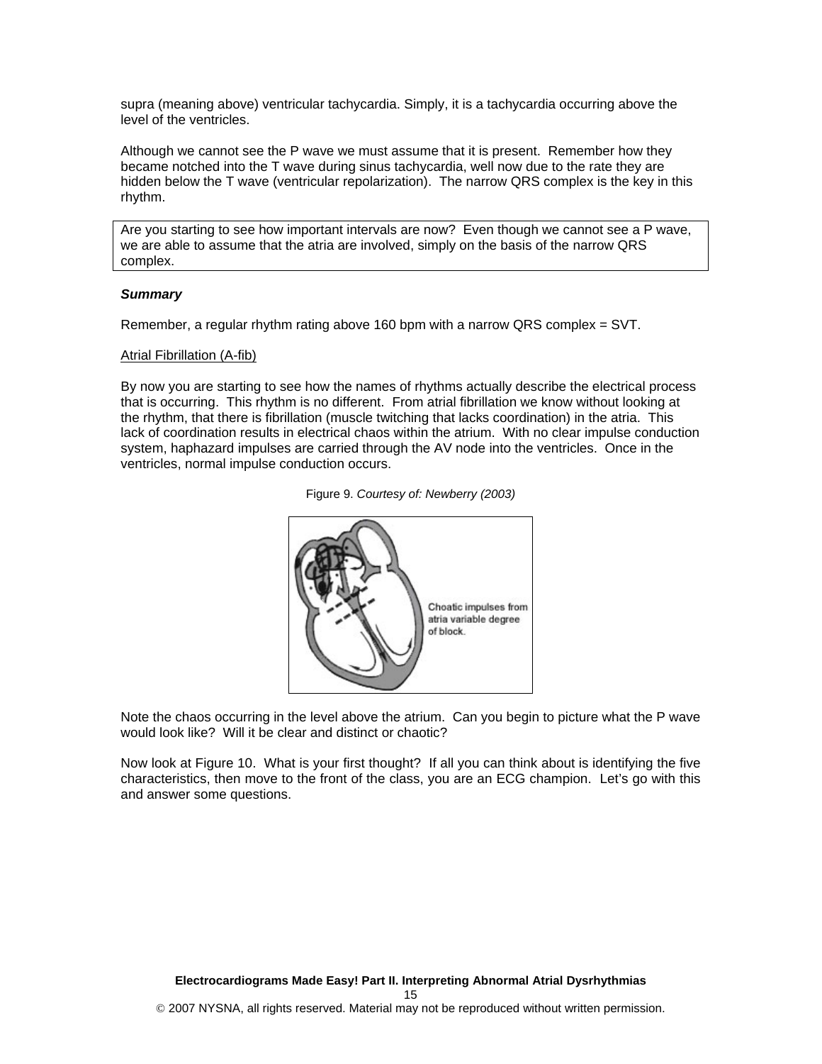supra (meaning above) ventricular tachycardia. Simply, it is a tachycardia occurring above the level of the ventricles.

Although we cannot see the P wave we must assume that it is present. Remember how they became notched into the T wave during sinus tachycardia, well now due to the rate they are hidden below the T wave (ventricular repolarization). The narrow QRS complex is the key in this rhythm.

> Are you starting to see how important intervals are now? Even though we cannot see a P wave, we are able to assume that the atria are involved, simply on the basis of the narrow QRS complex.

***Summary***

Remember, a regular rhythm rating above 160 bpm with a narrow QRS complex = SVT.

Atrial Fibrillation (A-fib)

By now you are starting to see how the names of rhythms actually describe the electrical process that is occurring. This rhythm is no different. From atrial fibrillation we know without looking at the rhythm, that there is fibrillation (muscle twitching that lacks coordination) in the atria. This lack of coordination results in electrical chaos within the atrium. With no clear impulse conduction system, haphazard impulses are carried through the AV node into the ventricles. Once in the ventricles, normal impulse conduction occurs.

Figure 9. *Courtesy of: Newberry (2003)*

Choatic impulses from atria variable degree of block.

Note the chaos occurring in the level above the atrium. Can you begin to picture what the P wave would look like? Will it be clear and distinct or chaotic?

Now look at Figure 10. What is your first thought? If all you can think about is identifying the five characteristics, then move to the front of the class, you are an ECG champion. Let's go with this and answer some questions.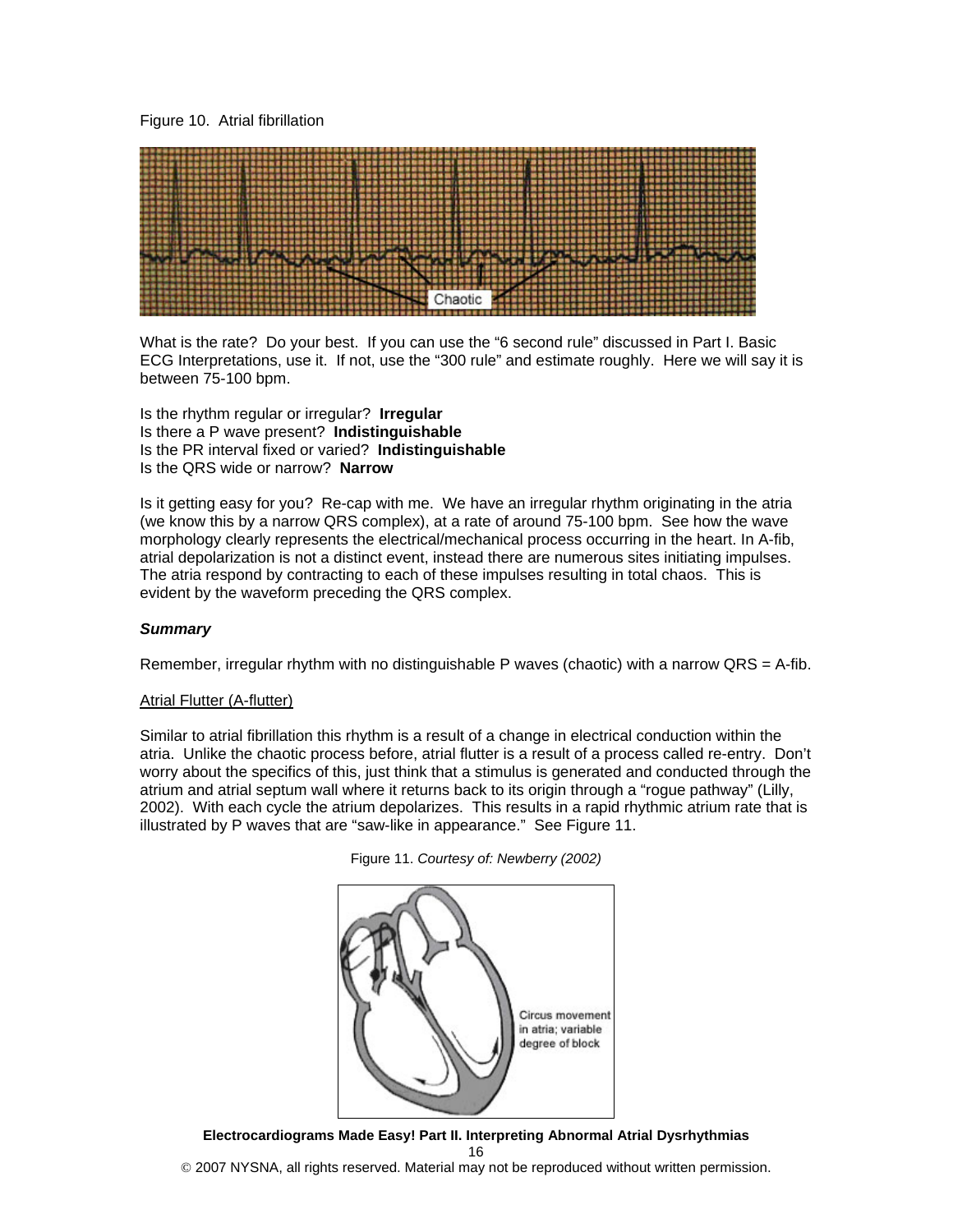Figure 10. Atrial fibrillation

What is the rate? Do your best. If you can use the “6 second rule” discussed in Part I. Basic ECG Interpretations, use it. If not, use the “300 rule” and estimate roughly. Here we will say it is between 75-100 bpm.

Is the rhythm regular or irregular? **Irregular**
Is there a P wave present? **Indistinguishable**
Is the PR interval fixed or varied? **Indistinguishable**
Is the QRS wide or narrow? **Narrow**

Is it getting easy for you? Re-cap with me. We have an irregular rhythm originating in the atria (we know this by a narrow QRS complex), at a rate of around 75-100 bpm. See how the wave morphology clearly represents the electrical/mechanical process occurring in the heart. In A-fib, atrial depolarization is not a distinct event, instead there are numerous sites initiating impulses. The atria respond by contracting to each of these impulses resulting in total chaos. This is evident by the waveform preceding the QRS complex.

***Summary***

Remember, irregular rhythm with no distinguishable P waves (chaotic) with a narrow QRS = A-fib.

<u>Atrial Flutter (A-flutter)</u>

Similar to atrial fibrillation this rhythm is a result of a change in electrical conduction within the atria. Unlike the chaotic process before, atrial flutter is a result of a process called re-entry. Don’t worry about the specifics of this, just think that a stimulus is generated and conducted through the atrium and atrial septum wall where it returns back to its origin through a “rogue pathway” (Lilly, 2002). With each cycle the atrium depolarizes. This results in a rapid rhythmic atrium rate that is illustrated by P waves that are “saw-like in appearance.” See Figure 11.

Figure 11. *Courtesy of: Newberry (2002)*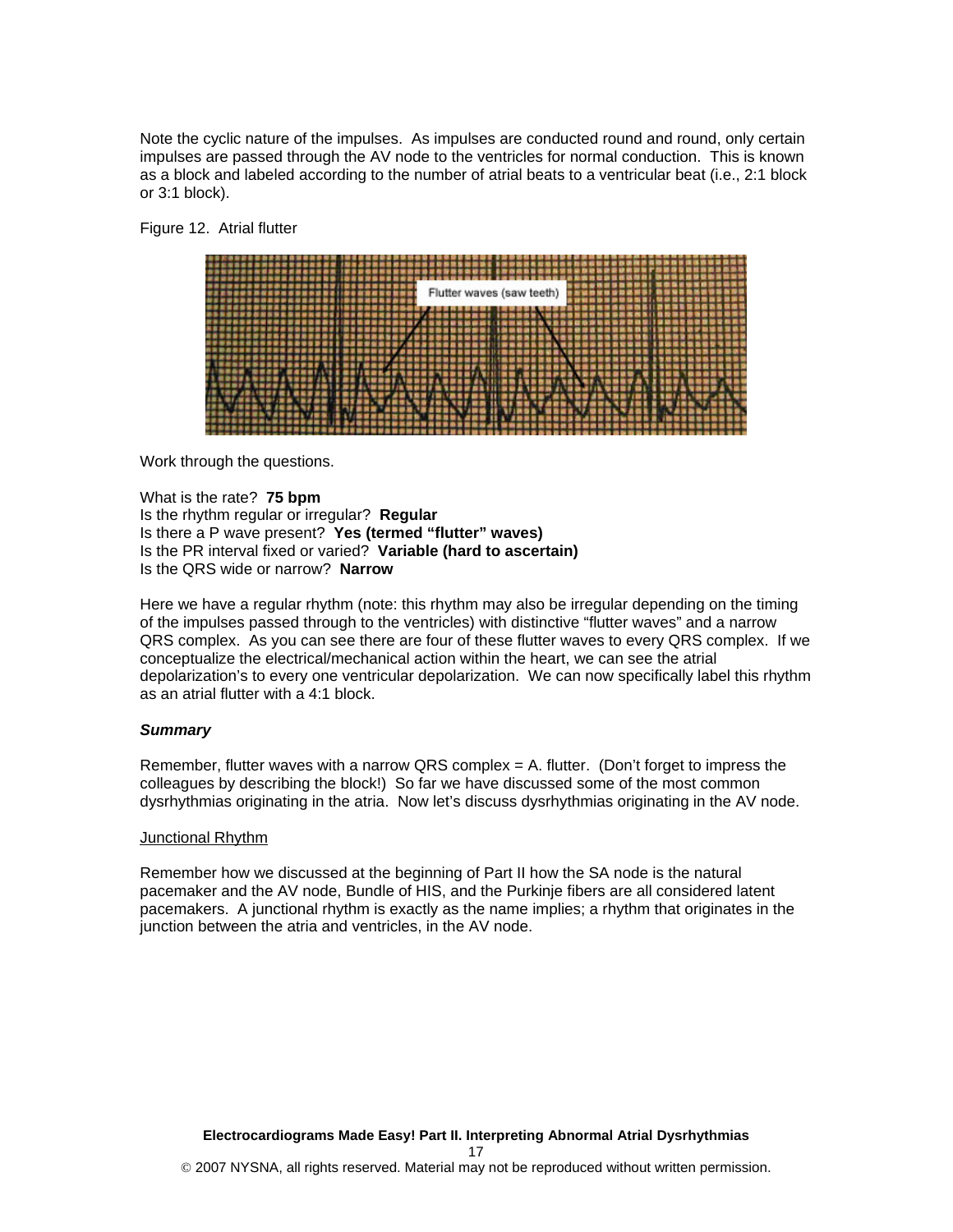Note the cyclic nature of the impulses. As impulses are conducted round and round, only certain impulses are passed through the AV node to the ventricles for normal conduction. This is known as a block and labeled according to the number of atrial beats to a ventricular beat (i.e., 2:1 block or 3:1 block).

Figure 12. Atrial flutter

Work through the questions.

What is the rate? **75 bpm**
Is the rhythm regular or irregular? **Regular**
Is there a P wave present? **Yes (termed "flutter" waves)**
Is the PR interval fixed or varied? **Variable (hard to ascertain)**
Is the QRS wide or narrow? **Narrow**

Here we have a regular rhythm (note: this rhythm may also be irregular depending on the timing of the impulses passed through to the ventricles) with distinctive "flutter waves" and a narrow QRS complex. As you can see there are four of these flutter waves to every QRS complex. If we conceptualize the electrical/mechanical action within the heart, we can see the atrial depolarization's to every one ventricular depolarization. We can now specifically label this rhythm as an atrial flutter with a 4:1 block.

***Summary***

Remember, flutter waves with a narrow QRS complex = A. flutter. (Don't forget to impress the colleagues by describing the block!) So far we have discussed some of the most common dysrhythmias originating in the atria. Now let's discuss dysrhythmias originating in the AV node.

<u>Junctional Rhythm</u>

Remember how we discussed at the beginning of Part II how the SA node is the natural pacemaker and the AV node, Bundle of HIS, and the Purkinje fibers are all considered latent pacemakers. A junctional rhythm is exactly as the name implies; a rhythm that originates in the junction between the atria and ventricles, in the AV node.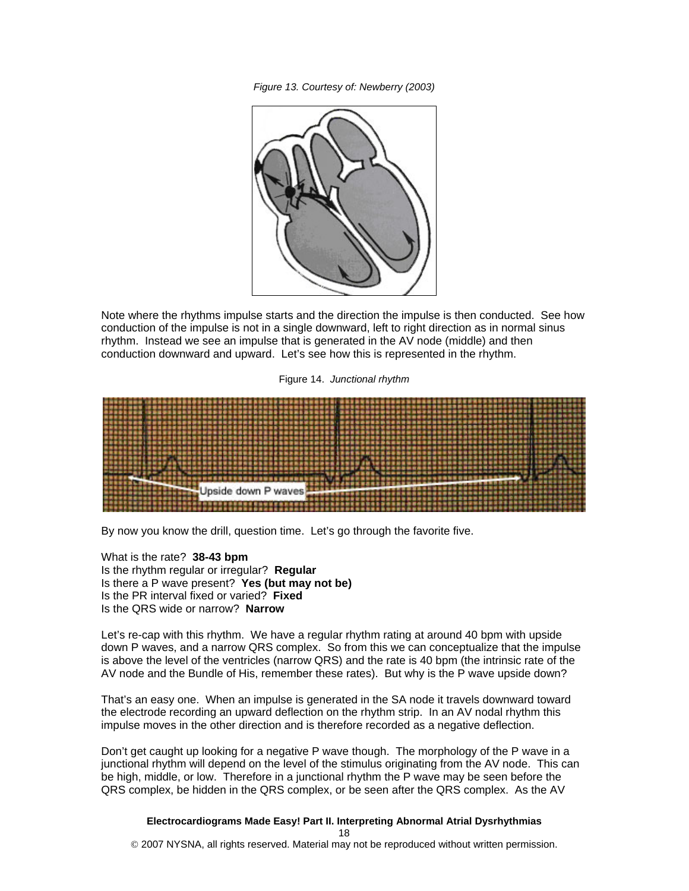*Figure 13. Courtesy of: Newberry (2003)*

Note where the rhythms impulse starts and the direction the impulse is then conducted. See how conduction of the impulse is not in a single downward, left to right direction as in normal sinus rhythm. Instead we see an impulse that is generated in the AV node (middle) and then conduction downward and upward. Let's see how this is represented in the rhythm.

Figure 14. *Junctional rhythm*

By now you know the drill, question time. Let's go through the favorite five.

What is the rate? **38-43 bpm**
Is the rhythm regular or irregular? **Regular**
Is there a P wave present? **Yes (but may not be)**
Is the PR interval fixed or varied? **Fixed**
Is the QRS wide or narrow? **Narrow**

Let's re-cap with this rhythm. We have a regular rhythm rating at around 40 bpm with upside down P waves, and a narrow QRS complex. So from this we can conceptualize that the impulse is above the level of the ventricles (narrow QRS) and the rate is 40 bpm (the intrinsic rate of the AV node and the Bundle of His, remember these rates). But why is the P wave upside down?

That's an easy one. When an impulse is generated in the SA node it travels downward toward the electrode recording an upward deflection on the rhythm strip. In an AV nodal rhythm this impulse moves in the other direction and is therefore recorded as a negative deflection.

Don't get caught up looking for a negative P wave though. The morphology of the P wave in a junctional rhythm will depend on the level of the stimulus originating from the AV node. This can be high, middle, or low. Therefore in a junctional rhythm the P wave may be seen before the QRS complex, be hidden in the QRS complex, or be seen after the QRS complex. As the AV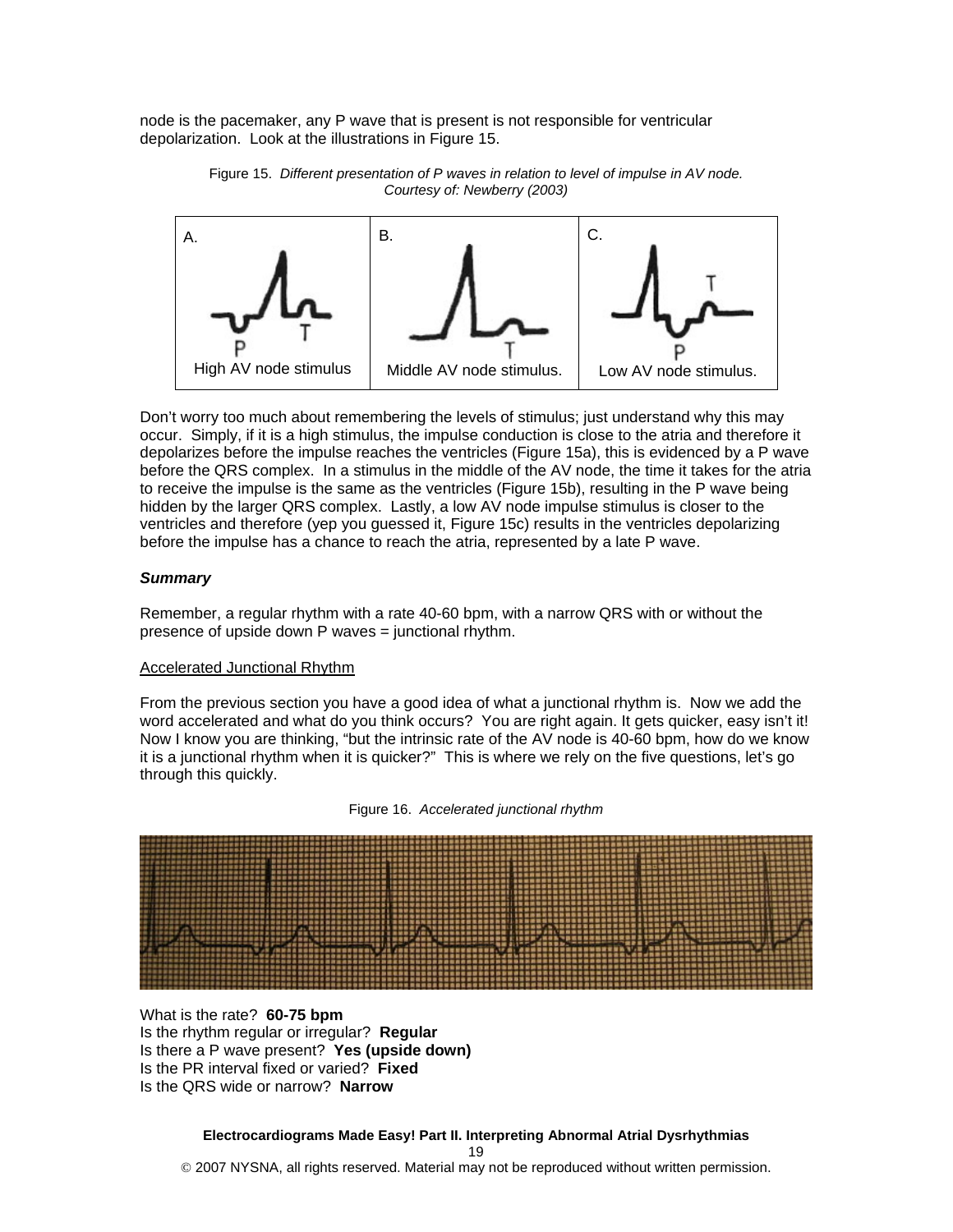node is the pacemaker, any P wave that is present is not responsible for ventricular depolarization. Look at the illustrations in Figure 15.

Figure 15. *Different presentation of P waves in relation to level of impulse in AV node. Courtesy of: Newberry (2003)*

| A. | B. | C. |
| --- | --- | --- |
| High AV node stimulus | Middle AV node stimulus. | Low AV node stimulus. |

Don't worry too much about remembering the levels of stimulus; just understand why this may occur. Simply, if it is a high stimulus, the impulse conduction is close to the atria and therefore it depolarizes before the impulse reaches the ventricles (Figure 15a), this is evidenced by a P wave before the QRS complex. In a stimulus in the middle of the AV node, the time it takes for the atria to receive the impulse is the same as the ventricles (Figure 15b), resulting in the P wave being hidden by the larger QRS complex. Lastly, a low AV node impulse stimulus is closer to the ventricles and therefore (yep you guessed it, Figure 15c) results in the ventricles depolarizing before the impulse has a chance to reach the atria, represented by a late P wave.

***Summary***

Remember, a regular rhythm with a rate 40-60 bpm, with a narrow QRS with or without the presence of upside down P waves = junctional rhythm.

Accelerated Junctional Rhythm

From the previous section you have a good idea of what a junctional rhythm is. Now we add the word accelerated and what do you think occurs? You are right again. It gets quicker, easy isn't it! Now I know you are thinking, "but the intrinsic rate of the AV node is 40-60 bpm, how do we know it is a junctional rhythm when it is quicker?" This is where we rely on the five questions, let's go through this quickly.

Figure 16. *Accelerated junctional rhythm*

What is the rate? **60-75 bpm**
Is the rhythm regular or irregular? **Regular**
Is there a P wave present? **Yes (upside down)**
Is the PR interval fixed or varied? **Fixed**
Is the QRS wide or narrow? **Narrow**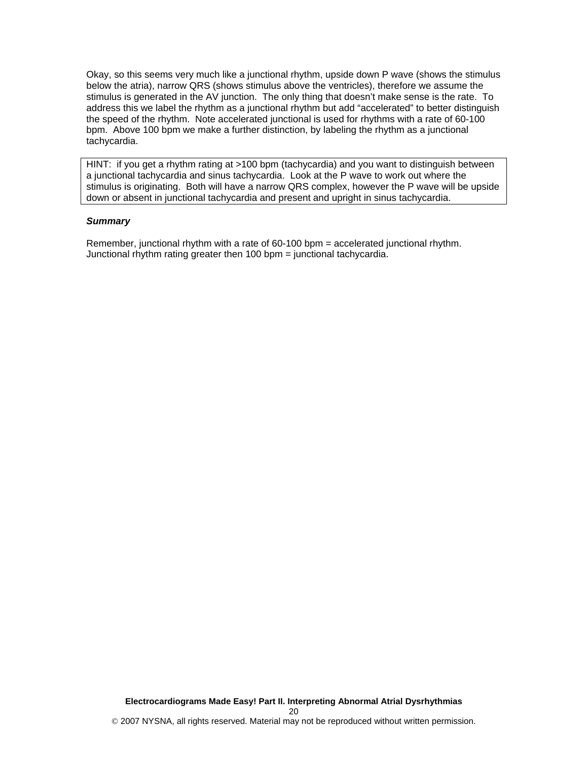Okay, so this seems very much like a junctional rhythm, upside down P wave (shows the stimulus below the atria), narrow QRS (shows stimulus above the ventricles), therefore we assume the stimulus is generated in the AV junction. The only thing that doesn't make sense is the rate. To address this we label the rhythm as a junctional rhythm but add "accelerated" to better distinguish the speed of the rhythm. Note accelerated junctional is used for rhythms with a rate of 60-100 bpm. Above 100 bpm we make a further distinction, by labeling the rhythm as a junctional tachycardia.

> HINT: if you get a rhythm rating at >100 bpm (tachycardia) and you want to distinguish between a junctional tachycardia and sinus tachycardia. Look at the P wave to work out where the stimulus is originating. Both will have a narrow QRS complex, however the P wave will be upside down or absent in junctional tachycardia and present and upright in sinus tachycardia.

***Summary***

Remember, junctional rhythm with a rate of 60-100 bpm = accelerated junctional rhythm.
Junctional rhythm rating greater then 100 bpm = junctional tachycardia.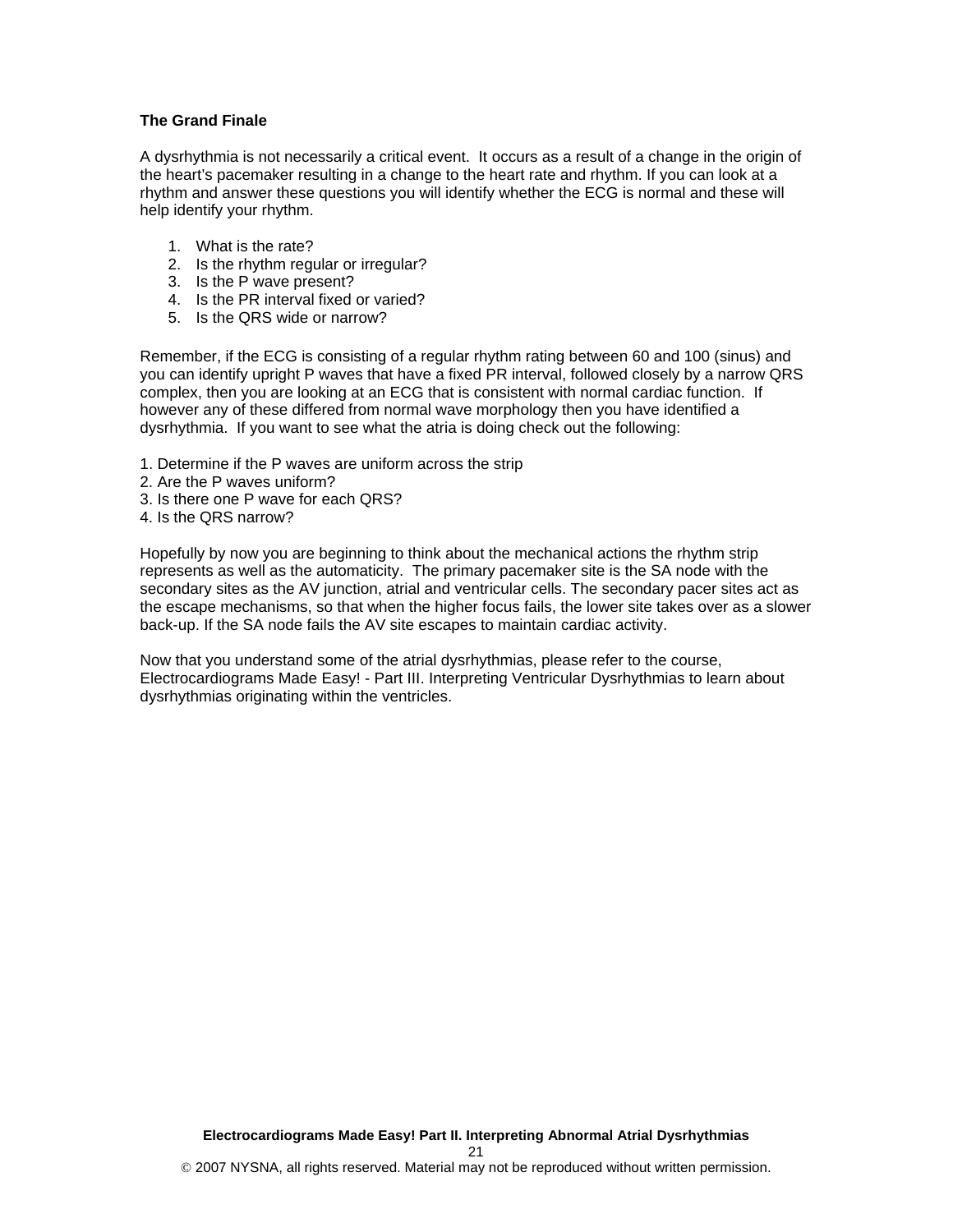**The Grand Finale**

A dysrhythmia is not necessarily a critical event. It occurs as a result of a change in the origin of the heart's pacemaker resulting in a change to the heart rate and rhythm. If you can look at a rhythm and answer these questions you will identify whether the ECG is normal and these will help identify your rhythm.

1. What is the rate?
2. Is the rhythm regular or irregular?
3. Is the P wave present?
4. Is the PR interval fixed or varied?
5. Is the QRS wide or narrow?

Remember, if the ECG is consisting of a regular rhythm rating between 60 and 100 (sinus) and you can identify upright P waves that have a fixed PR interval, followed closely by a narrow QRS complex, then you are looking at an ECG that is consistent with normal cardiac function. If however any of these differed from normal wave morphology then you have identified a dysrhythmia. If you want to see what the atria is doing check out the following:

1. Determine if the P waves are uniform across the strip
2. Are the P waves uniform?
3. Is there one P wave for each QRS?
4. Is the QRS narrow?

Hopefully by now you are beginning to think about the mechanical actions the rhythm strip represents as well as the automaticity. The primary pacemaker site is the SA node with the secondary sites as the AV junction, atrial and ventricular cells. The secondary pacer sites act as the escape mechanisms, so that when the higher focus fails, the lower site takes over as a slower back-up. If the SA node fails the AV site escapes to maintain cardiac activity.

Now that you understand some of the atrial dysrhythmias, please refer to the course, Electrocardiograms Made Easy! - Part III. Interpreting Ventricular Dysrhythmias to learn about dysrhythmias originating within the ventricles.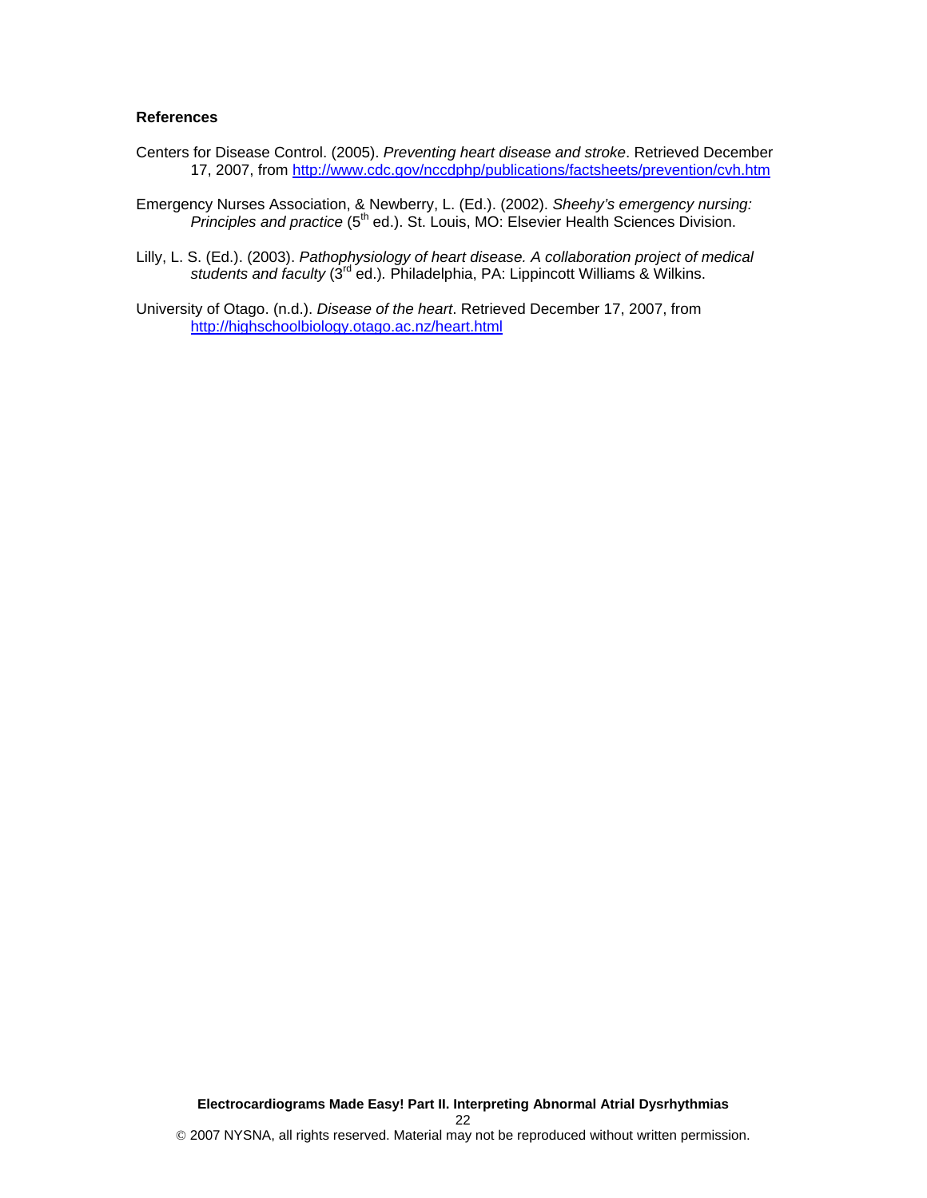## References

Centers for Disease Control. (2005). *Preventing heart disease and stroke*. Retrieved December 17, 2007, from http://www.cdc.gov/nccdphp/publications/factsheets/prevention/cvh.htm

Emergency Nurses Association, & Newberry, L. (Ed.). (2002). *Sheehy's emergency nursing: Principles and practice* (5th ed.). St. Louis, MO: Elsevier Health Sciences Division.

Lilly, L. S. (Ed.). (2003). *Pathophysiology of heart disease. A collaboration project of medical students and faculty* (3rd ed.). Philadelphia, PA: Lippincott Williams & Wilkins.

University of Otago. (n.d.). *Disease of the heart*. Retrieved December 17, 2007, from http://highschoolbiology.otago.ac.nz/heart.html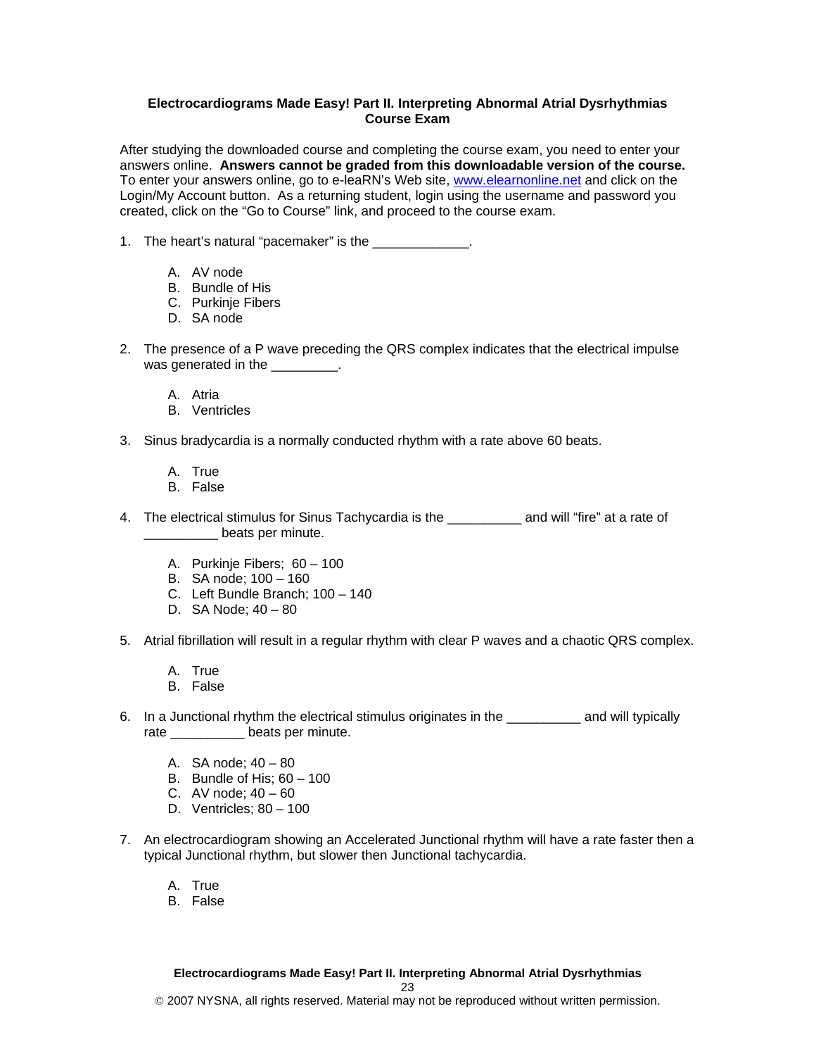**Electrocardiograms Made Easy! Part II. Interpreting Abnormal Atrial Dysrhythmias Course Exam**

After studying the downloaded course and completing the course exam, you need to enter your answers online. **Answers cannot be graded from this downloadable version of the course.** To enter your answers online, go to e-leaRN's Web site, www.elearnonline.net and click on the Login/My Account button. As a returning student, login using the username and password you created, click on the "Go to Course" link, and proceed to the course exam.

1. The heart's natural "pacemaker" is the _____________.

    A. AV node
    B. Bundle of His
    C. Purkinje Fibers
    D. SA node

2. The presence of a P wave preceding the QRS complex indicates that the electrical impulse was generated in the _________.

    A. Atria
    B. Ventricles

3. Sinus bradycardia is a normally conducted rhythm with a rate above 60 beats.

    A. True
    B. False

4. The electrical stimulus for Sinus Tachycardia is the __________ and will "fire" at a rate of __________ beats per minute.

    A. Purkinje Fibers; 60 – 100
    B. SA node; 100 – 160
    C. Left Bundle Branch; 100 – 140
    D. SA Node; 40 – 80

5. Atrial fibrillation will result in a regular rhythm with clear P waves and a chaotic QRS complex.

    A. True
    B. False

6. In a Junctional rhythm the electrical stimulus originates in the __________ and will typically rate __________ beats per minute.

    A. SA node; 40 – 80
    B. Bundle of His; 60 – 100
    C. AV node; 40 – 60
    D. Ventricles; 80 – 100

7. An electrocardiogram showing an Accelerated Junctional rhythm will have a rate faster then a typical Junctional rhythm, but slower then Junctional tachycardia.

    A. True
    B. False

© 2007 NYSNA, all rights reserved. Material may not be reproduced without written permission.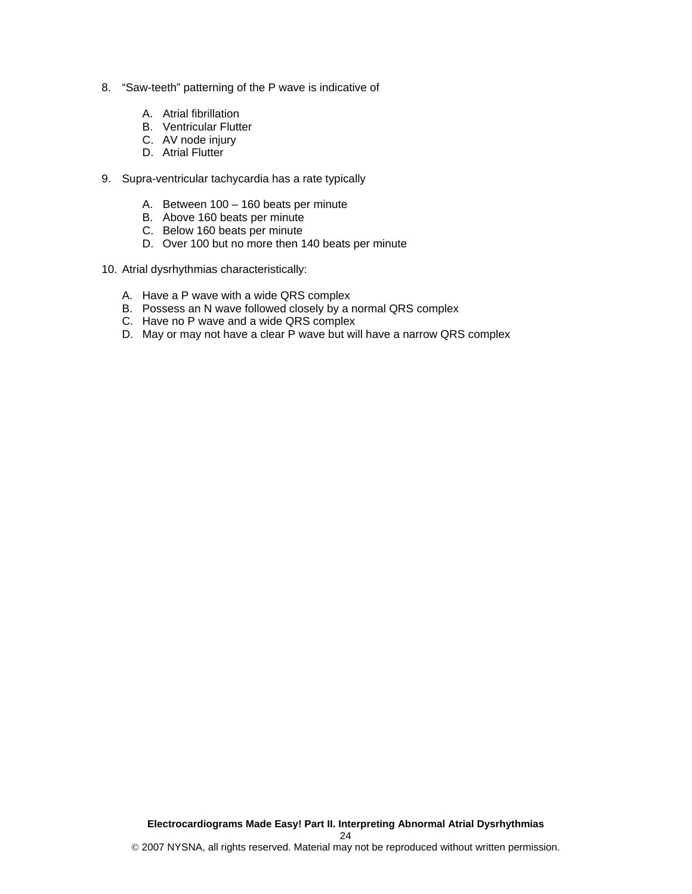8. "Saw-teeth" patterning of the P wave is indicative of

   A. Atrial fibrillation
   B. Ventricular Flutter
   C. AV node injury
   D. Atrial Flutter

9. Supra-ventricular tachycardia has a rate typically

   A. Between 100 – 160 beats per minute
   B. Above 160 beats per minute
   C. Below 160 beats per minute
   D. Over 100 but no more then 140 beats per minute

10. Atrial dysrhythmias characteristically:

    A. Have a P wave with a wide QRS complex
    B. Possess an N wave followed closely by a normal QRS complex
    C. Have no P wave and a wide QRS complex
    D. May or may not have a clear P wave but will have a narrow QRS complex